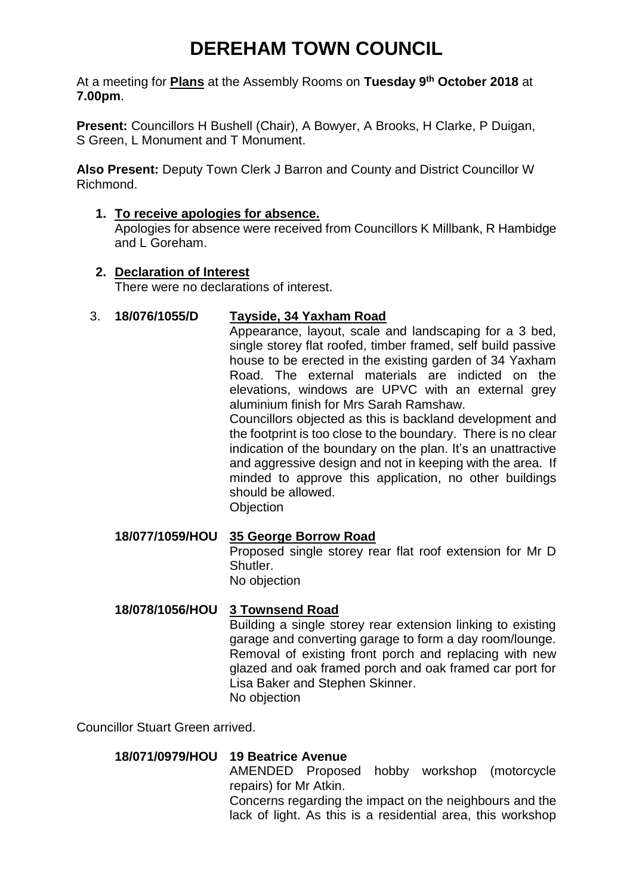# DEREHAM TOWN COUNCIL

At a meeting for **Plans** at the Assembly Rooms on **Tuesday 9th October 2018** at **7.00pm**.

**Present:** Councillors H Bushell (Chair), A Bowyer, A Brooks, H Clarke, P Duigan, S Green, L Monument and T Monument.

**Also Present:** Deputy Town Clerk J Barron and County and District Councillor W Richmond.

1. **To receive apologies for absence.**
   Apologies for absence were received from Councillors K Millbank, R Hambidge and L Goreham.

2. **Declaration of Interest**
   There were no declarations of interest.

3. **18/076/1055/D** **Tayside, 34 Yaxham Road**
   Appearance, layout, scale and landscaping for a 3 bed, single storey flat roofed, timber framed, self build passive house to be erected in the existing garden of 34 Yaxham Road. The external materials are indicted on the elevations, windows are UPVC with an external grey aluminium finish for Mrs Sarah Ramshaw.
   Councillors objected as this is backland development and the footprint is too close to the boundary. There is no clear indication of the boundary on the plan. It's an unattractive and aggressive design and not in keeping with the area. If minded to approve this application, no other buildings should be allowed.
   Objection

   **18/077/1059/HOU** **35 George Borrow Road**
   Proposed single storey rear flat roof extension for Mr D Shutler.
   No objection

   **18/078/1056/HOU** **3 Townsend Road**
   Building a single storey rear extension linking to existing garage and converting garage to form a day room/lounge. Removal of existing front porch and replacing with new glazed and oak framed porch and oak framed car port for Lisa Baker and Stephen Skinner.
   No objection

Councillor Stuart Green arrived.

   **18/071/0979/HOU** **19 Beatrice Avenue**
   AMENDED Proposed hobby workshop (motorcycle repairs) for Mr Atkin.
   Concerns regarding the impact on the neighbours and the lack of light. As this is a residential area, this workshop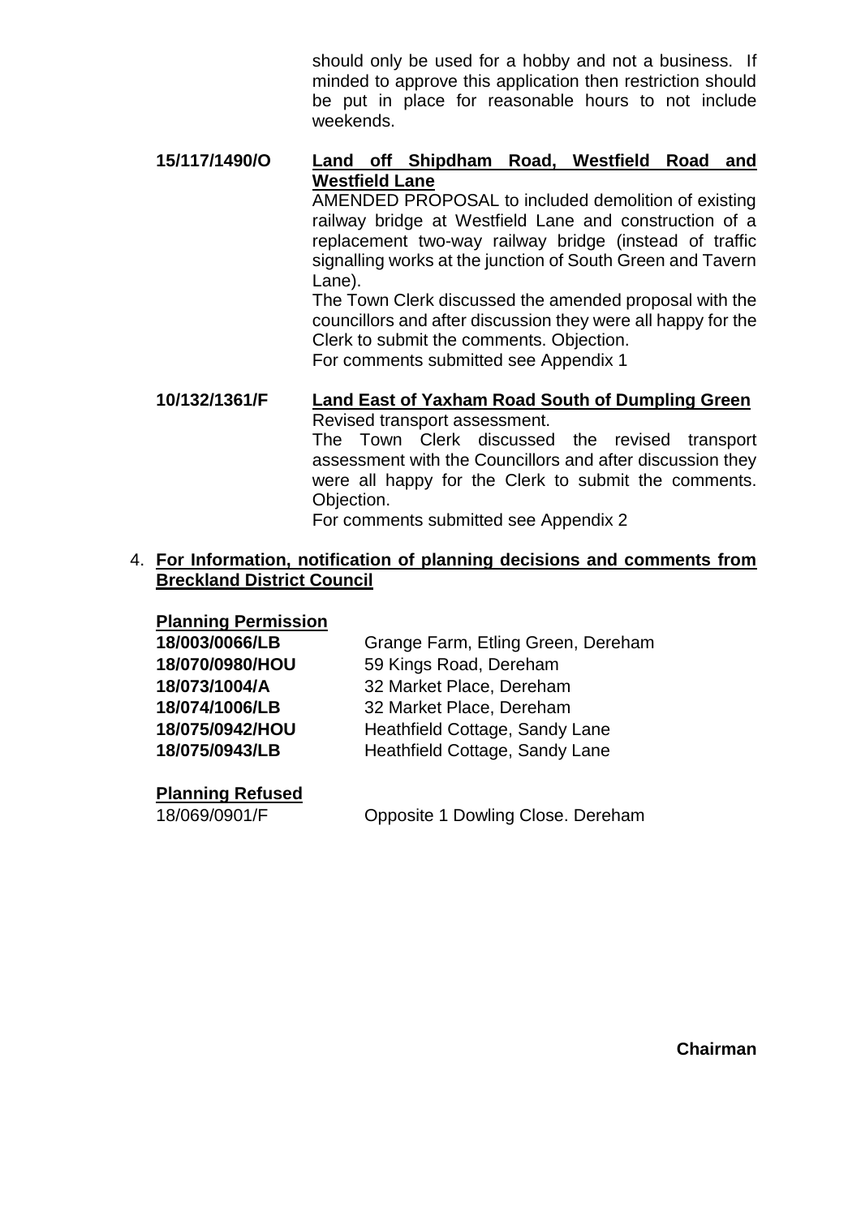should only be used for a hobby and not a business. If minded to approve this application then restriction should be put in place for reasonable hours to not include weekends.

**15/117/1490/O** **Land off Shipdham Road, Westfield Road and Westfield Lane**

AMENDED PROPOSAL to included demolition of existing railway bridge at Westfield Lane and construction of a replacement two-way railway bridge (instead of traffic signalling works at the junction of South Green and Tavern Lane).

The Town Clerk discussed the amended proposal with the councillors and after discussion they were all happy for the Clerk to submit the comments. Objection.

For comments submitted see Appendix 1

**10/132/1361/F** **Land East of Yaxham Road South of Dumpling Green**

Revised transport assessment.

The Town Clerk discussed the revised transport assessment with the Councillors and after discussion they were all happy for the Clerk to submit the comments. Objection.

For comments submitted see Appendix 2

4. **For Information, notification of planning decisions and comments from Breckland District Council**

**Planning Permission**

| | |
|---|---|
| **18/003/0066/LB** | Grange Farm, Etling Green, Dereham |
| **18/070/0980/HOU** | 59 Kings Road, Dereham |
| **18/073/1004/A** | 32 Market Place, Dereham |
| **18/074/1006/LB** | 32 Market Place, Dereham |
| **18/075/0942/HOU** | Heathfield Cottage, Sandy Lane |
| **18/075/0943/LB** | Heathfield Cottage, Sandy Lane |

**Planning Refused**

| | |
|---|---|
| 18/069/0901/F | Opposite 1 Dowling Close. Dereham |

**Chairman**